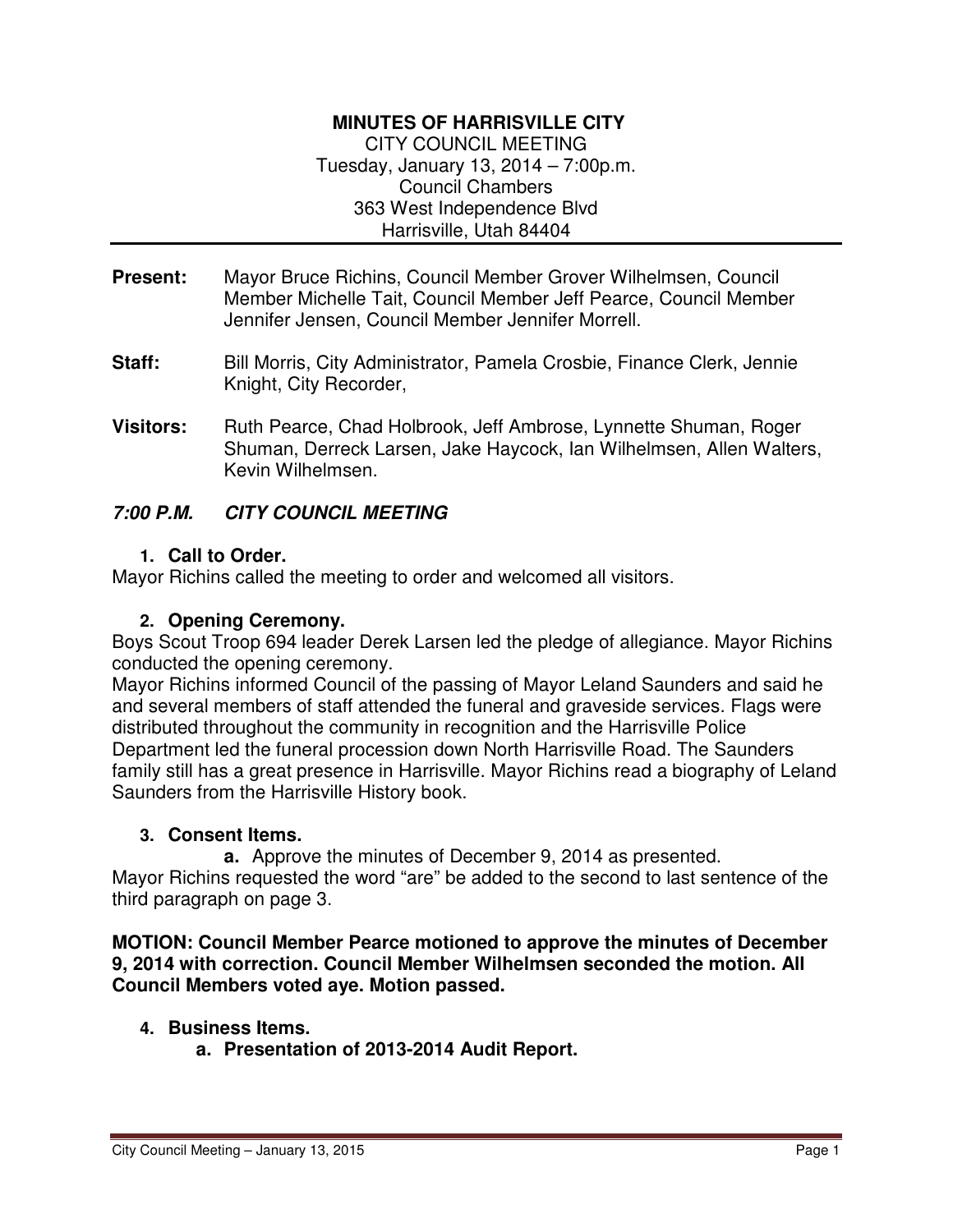**MINUTES OF HARRISVILLE CITY**
CITY COUNCIL MEETING
Tuesday, January 13, 2014 – 7:00p.m.
Council Chambers
363 West Independence Blvd
Harrisville, Utah 84404

---

**Present:** Mayor Bruce Richins, Council Member Grover Wilhelmsen, Council Member Michelle Tait, Council Member Jeff Pearce, Council Member Jennifer Jensen, Council Member Jennifer Morrell.

**Staff:** Bill Morris, City Administrator, Pamela Crosbie, Finance Clerk, Jennie Knight, City Recorder,

**Visitors:** Ruth Pearce, Chad Holbrook, Jeff Ambrose, Lynnette Shuman, Roger Shuman, Derreck Larsen, Jake Haycock, Ian Wilhelmsen, Allen Walters, Kevin Wilhelmsen.

***7:00 P.M. CITY COUNCIL MEETING***

1. **Call to Order.**

Mayor Richins called the meeting to order and welcomed all visitors.

2. **Opening Ceremony.**

Boys Scout Troop 694 leader Derek Larsen led the pledge of allegiance. Mayor Richins conducted the opening ceremony.

Mayor Richins informed Council of the passing of Mayor Leland Saunders and said he and several members of staff attended the funeral and graveside services. Flags were distributed throughout the community in recognition and the Harrisville Police Department led the funeral procession down North Harrisville Road. The Saunders family still has a great presence in Harrisville. Mayor Richins read a biography of Leland Saunders from the Harrisville History book.

3. **Consent Items.**

   a. Approve the minutes of December 9, 2014 as presented.

Mayor Richins requested the word "are" be added to the second to last sentence of the third paragraph on page 3.

**MOTION: Council Member Pearce motioned to approve the minutes of December 9, 2014 with correction. Council Member Wilhelmsen seconded the motion. All Council Members voted aye. Motion passed.**

4. **Business Items.**

   a. **Presentation of 2013-2014 Audit Report.**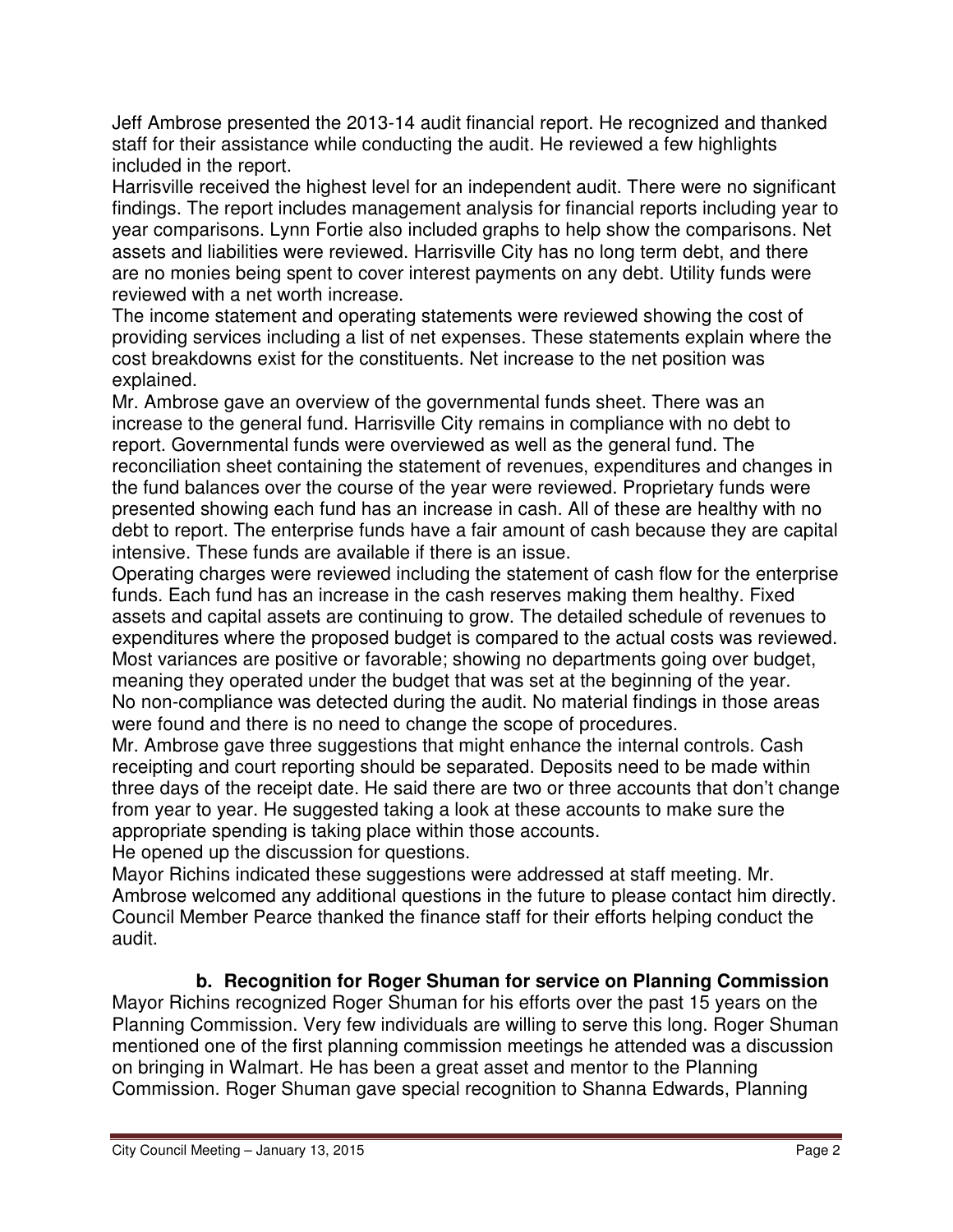Jeff Ambrose presented the 2013-14 audit financial report. He recognized and thanked staff for their assistance while conducting the audit. He reviewed a few highlights included in the report.

Harrisville received the highest level for an independent audit. There were no significant findings. The report includes management analysis for financial reports including year to year comparisons. Lynn Fortie also included graphs to help show the comparisons. Net assets and liabilities were reviewed. Harrisville City has no long term debt, and there are no monies being spent to cover interest payments on any debt. Utility funds were reviewed with a net worth increase.

The income statement and operating statements were reviewed showing the cost of providing services including a list of net expenses. These statements explain where the cost breakdowns exist for the constituents. Net increase to the net position was explained.

Mr. Ambrose gave an overview of the governmental funds sheet. There was an increase to the general fund. Harrisville City remains in compliance with no debt to report. Governmental funds were overviewed as well as the general fund. The reconciliation sheet containing the statement of revenues, expenditures and changes in the fund balances over the course of the year were reviewed. Proprietary funds were presented showing each fund has an increase in cash. All of these are healthy with no debt to report. The enterprise funds have a fair amount of cash because they are capital intensive. These funds are available if there is an issue.

Operating charges were reviewed including the statement of cash flow for the enterprise funds. Each fund has an increase in the cash reserves making them healthy. Fixed assets and capital assets are continuing to grow. The detailed schedule of revenues to expenditures where the proposed budget is compared to the actual costs was reviewed. Most variances are positive or favorable; showing no departments going over budget, meaning they operated under the budget that was set at the beginning of the year.

No non-compliance was detected during the audit. No material findings in those areas were found and there is no need to change the scope of procedures.

Mr. Ambrose gave three suggestions that might enhance the internal controls. Cash receipting and court reporting should be separated. Deposits need to be made within three days of the receipt date. He said there are two or three accounts that don't change from year to year. He suggested taking a look at these accounts to make sure the appropriate spending is taking place within those accounts.

He opened up the discussion for questions.

Mayor Richins indicated these suggestions were addressed at staff meeting. Mr. Ambrose welcomed any additional questions in the future to please contact him directly. Council Member Pearce thanked the finance staff for their efforts helping conduct the audit.

**b. Recognition for Roger Shuman for service on Planning Commission**

Mayor Richins recognized Roger Shuman for his efforts over the past 15 years on the Planning Commission. Very few individuals are willing to serve this long. Roger Shuman mentioned one of the first planning commission meetings he attended was a discussion on bringing in Walmart. He has been a great asset and mentor to the Planning Commission. Roger Shuman gave special recognition to Shanna Edwards, Planning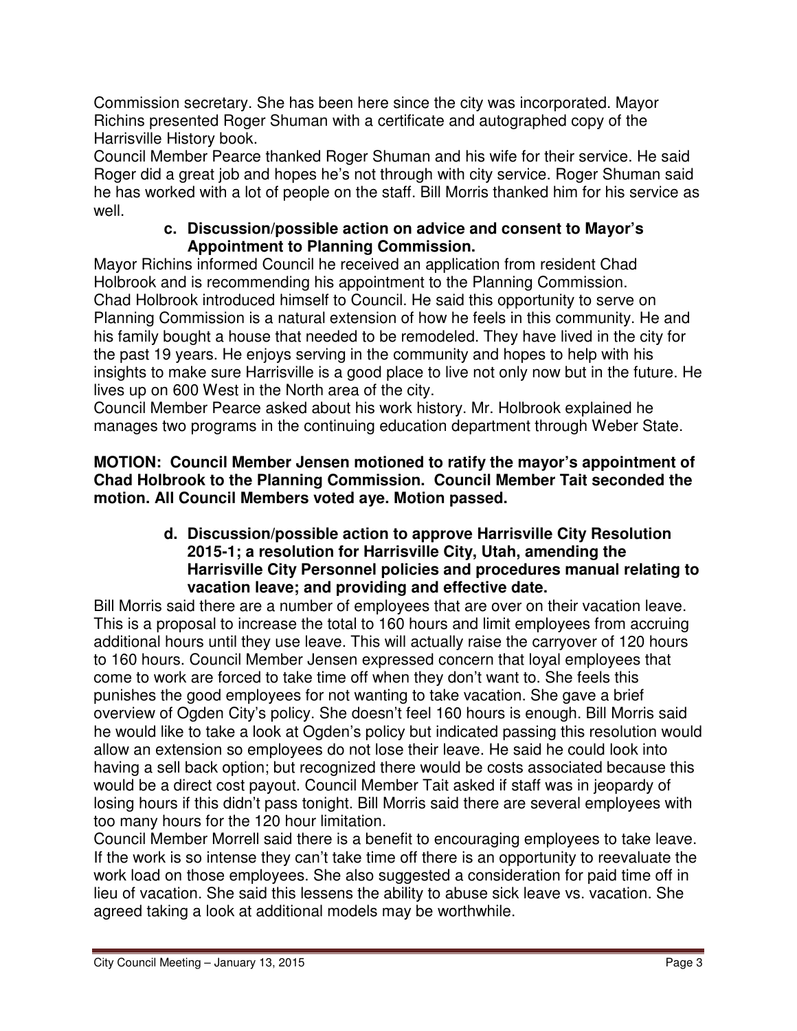Commission secretary. She has been here since the city was incorporated. Mayor Richins presented Roger Shuman with a certificate and autographed copy of the Harrisville History book.

Council Member Pearce thanked Roger Shuman and his wife for their service. He said Roger did a great job and hopes he's not through with city service. Roger Shuman said he has worked with a lot of people on the staff. Bill Morris thanked him for his service as well.

**c. Discussion/possible action on advice and consent to Mayor's Appointment to Planning Commission.**

Mayor Richins informed Council he received an application from resident Chad Holbrook and is recommending his appointment to the Planning Commission.

Chad Holbrook introduced himself to Council. He said this opportunity to serve on Planning Commission is a natural extension of how he feels in this community. He and his family bought a house that needed to be remodeled. They have lived in the city for the past 19 years. He enjoys serving in the community and hopes to help with his insights to make sure Harrisville is a good place to live not only now but in the future. He lives up on 600 West in the North area of the city.

Council Member Pearce asked about his work history. Mr. Holbrook explained he manages two programs in the continuing education department through Weber State.

**MOTION: Council Member Jensen motioned to ratify the mayor's appointment of Chad Holbrook to the Planning Commission. Council Member Tait seconded the motion. All Council Members voted aye. Motion passed.**

**d. Discussion/possible action to approve Harrisville City Resolution 2015-1; a resolution for Harrisville City, Utah, amending the Harrisville City Personnel policies and procedures manual relating to vacation leave; and providing and effective date.**

Bill Morris said there are a number of employees that are over on their vacation leave. This is a proposal to increase the total to 160 hours and limit employees from accruing additional hours until they use leave. This will actually raise the carryover of 120 hours to 160 hours. Council Member Jensen expressed concern that loyal employees that come to work are forced to take time off when they don't want to. She feels this punishes the good employees for not wanting to take vacation. She gave a brief overview of Ogden City's policy. She doesn't feel 160 hours is enough. Bill Morris said he would like to take a look at Ogden's policy but indicated passing this resolution would allow an extension so employees do not lose their leave. He said he could look into having a sell back option; but recognized there would be costs associated because this would be a direct cost payout. Council Member Tait asked if staff was in jeopardy of losing hours if this didn't pass tonight. Bill Morris said there are several employees with too many hours for the 120 hour limitation.

Council Member Morrell said there is a benefit to encouraging employees to take leave. If the work is so intense they can't take time off there is an opportunity to reevaluate the work load on those employees. She also suggested a consideration for paid time off in lieu of vacation. She said this lessens the ability to abuse sick leave vs. vacation. She agreed taking a look at additional models may be worthwhile.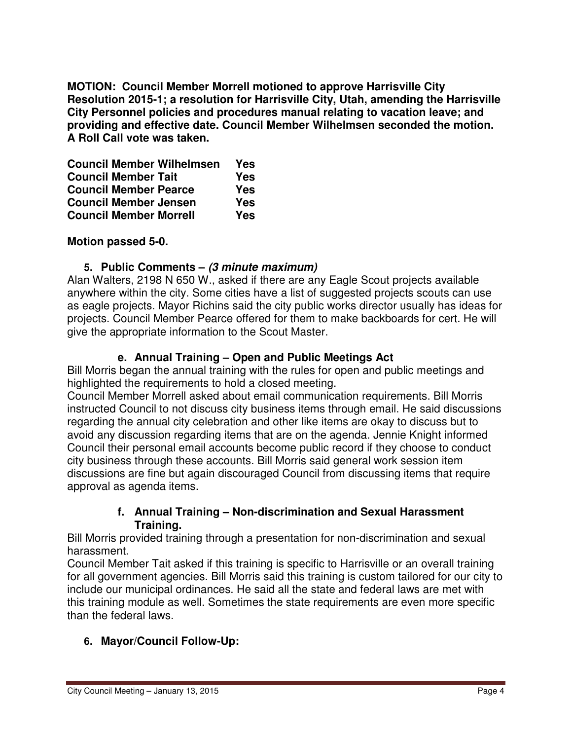**MOTION: Council Member Morrell motioned to approve Harrisville City Resolution 2015-1; a resolution for Harrisville City, Utah, amending the Harrisville City Personnel policies and procedures manual relating to vacation leave; and providing and effective date. Council Member Wilhelmsen seconded the motion. A Roll Call vote was taken.**

| | |
|---|---|
| **Council Member Wilhelmsen** | **Yes** |
| **Council Member Tait** | **Yes** |
| **Council Member Pearce** | **Yes** |
| **Council Member Jensen** | **Yes** |
| **Council Member Morrell** | **Yes** |

**Motion passed 5-0.**

5. **Public Comments –** ***(3 minute maximum)***

Alan Walters, 2198 N 650 W., asked if there are any Eagle Scout projects available anywhere within the city. Some cities have a list of suggested projects scouts can use as eagle projects. Mayor Richins said the city public works director usually has ideas for projects. Council Member Pearce offered for them to make backboards for cert. He will give the appropriate information to the Scout Master.

**e. Annual Training – Open and Public Meetings Act**

Bill Morris began the annual training with the rules for open and public meetings and highlighted the requirements to hold a closed meeting.

Council Member Morrell asked about email communication requirements. Bill Morris instructed Council to not discuss city business items through email. He said discussions regarding the annual city celebration and other like items are okay to discuss but to avoid any discussion regarding items that are on the agenda. Jennie Knight informed Council their personal email accounts become public record if they choose to conduct city business through these accounts. Bill Morris said general work session item discussions are fine but again discouraged Council from discussing items that require approval as agenda items.

**f. Annual Training – Non-discrimination and Sexual Harassment Training.**

Bill Morris provided training through a presentation for non-discrimination and sexual harassment.

Council Member Tait asked if this training is specific to Harrisville or an overall training for all government agencies. Bill Morris said this training is custom tailored for our city to include our municipal ordinances. He said all the state and federal laws are met with this training module as well. Sometimes the state requirements are even more specific than the federal laws.

6. **Mayor/Council Follow-Up:**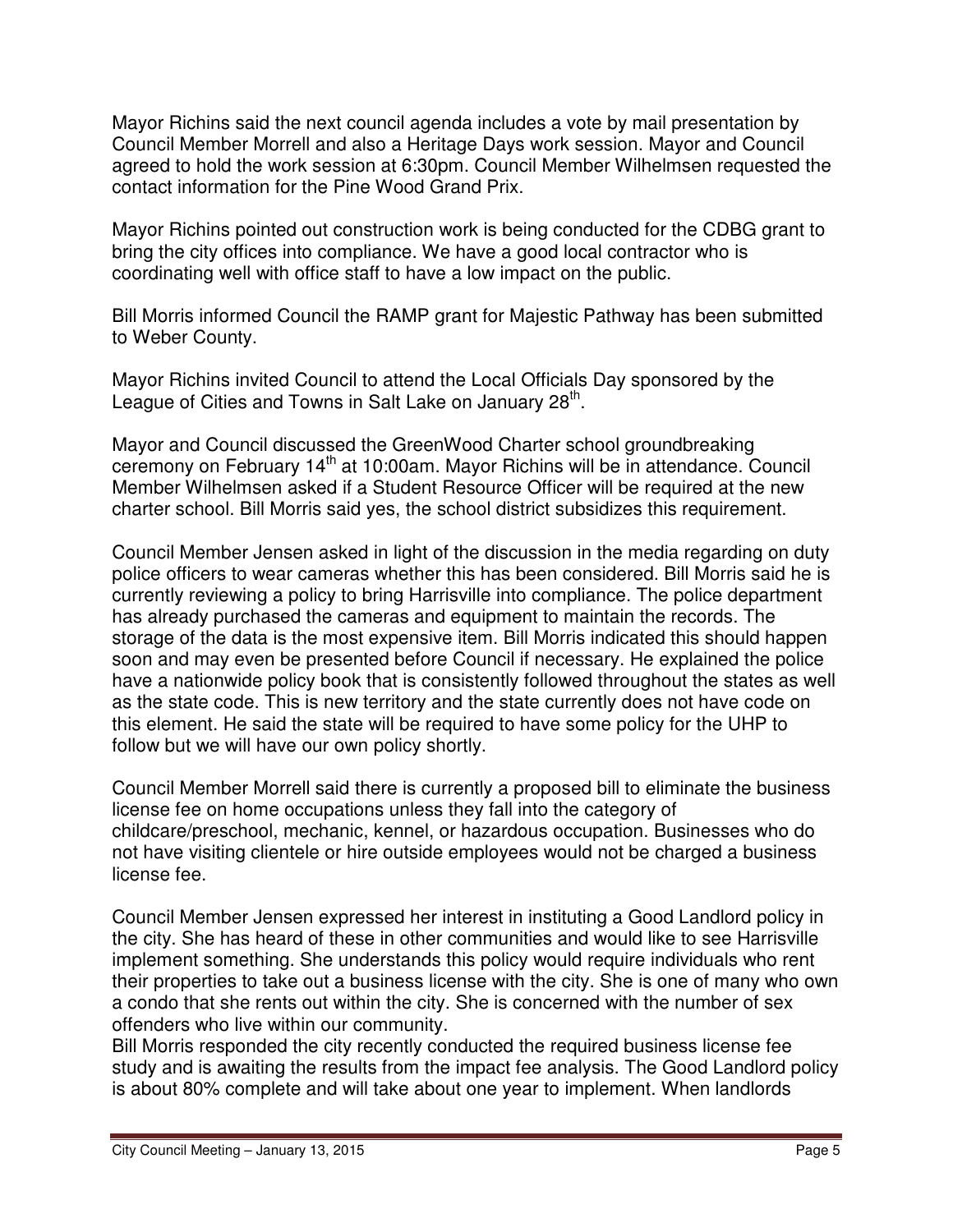Mayor Richins said the next council agenda includes a vote by mail presentation by Council Member Morrell and also a Heritage Days work session. Mayor and Council agreed to hold the work session at 6:30pm. Council Member Wilhelmsen requested the contact information for the Pine Wood Grand Prix.

Mayor Richins pointed out construction work is being conducted for the CDBG grant to bring the city offices into compliance. We have a good local contractor who is coordinating well with office staff to have a low impact on the public.

Bill Morris informed Council the RAMP grant for Majestic Pathway has been submitted to Weber County.

Mayor Richins invited Council to attend the Local Officials Day sponsored by the League of Cities and Towns in Salt Lake on January 28th.

Mayor and Council discussed the GreenWood Charter school groundbreaking ceremony on February 14th at 10:00am. Mayor Richins will be in attendance. Council Member Wilhelmsen asked if a Student Resource Officer will be required at the new charter school. Bill Morris said yes, the school district subsidizes this requirement.

Council Member Jensen asked in light of the discussion in the media regarding on duty police officers to wear cameras whether this has been considered. Bill Morris said he is currently reviewing a policy to bring Harrisville into compliance. The police department has already purchased the cameras and equipment to maintain the records. The storage of the data is the most expensive item. Bill Morris indicated this should happen soon and may even be presented before Council if necessary. He explained the police have a nationwide policy book that is consistently followed throughout the states as well as the state code. This is new territory and the state currently does not have code on this element. He said the state will be required to have some policy for the UHP to follow but we will have our own policy shortly.

Council Member Morrell said there is currently a proposed bill to eliminate the business license fee on home occupations unless they fall into the category of childcare/preschool, mechanic, kennel, or hazardous occupation. Businesses who do not have visiting clientele or hire outside employees would not be charged a business license fee.

Council Member Jensen expressed her interest in instituting a Good Landlord policy in the city. She has heard of these in other communities and would like to see Harrisville implement something. She understands this policy would require individuals who rent their properties to take out a business license with the city. She is one of many who own a condo that she rents out within the city. She is concerned with the number of sex offenders who live within our community.
Bill Morris responded the city recently conducted the required business license fee study and is awaiting the results from the impact fee analysis. The Good Landlord policy is about 80% complete and will take about one year to implement. When landlords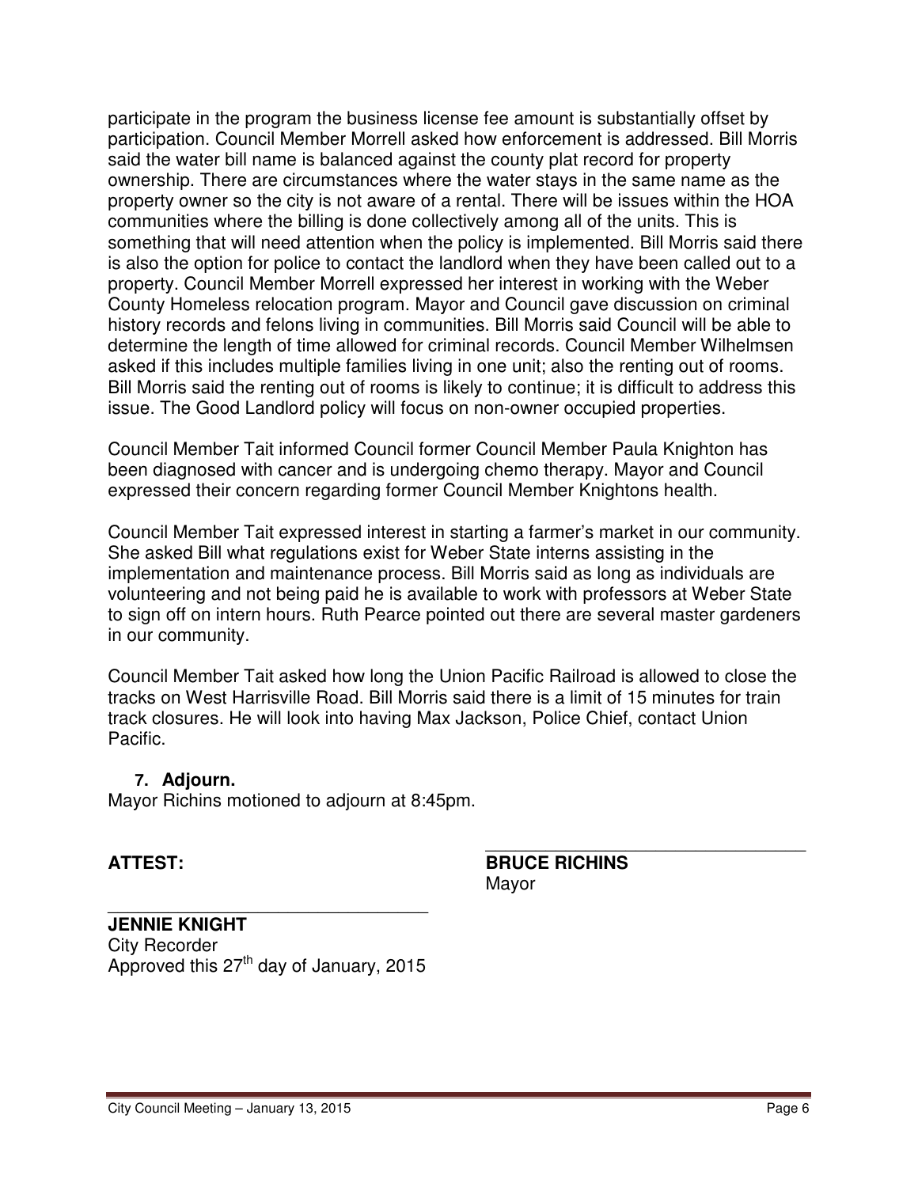participate in the program the business license fee amount is substantially offset by participation. Council Member Morrell asked how enforcement is addressed. Bill Morris said the water bill name is balanced against the county plat record for property ownership. There are circumstances where the water stays in the same name as the property owner so the city is not aware of a rental. There will be issues within the HOA communities where the billing is done collectively among all of the units. This is something that will need attention when the policy is implemented. Bill Morris said there is also the option for police to contact the landlord when they have been called out to a property. Council Member Morrell expressed her interest in working with the Weber County Homeless relocation program. Mayor and Council gave discussion on criminal history records and felons living in communities. Bill Morris said Council will be able to determine the length of time allowed for criminal records. Council Member Wilhelmsen asked if this includes multiple families living in one unit; also the renting out of rooms. Bill Morris said the renting out of rooms is likely to continue; it is difficult to address this issue. The Good Landlord policy will focus on non-owner occupied properties.

Council Member Tait informed Council former Council Member Paula Knighton has been diagnosed with cancer and is undergoing chemo therapy. Mayor and Council expressed their concern regarding former Council Member Knightons health.

Council Member Tait expressed interest in starting a farmer's market in our community. She asked Bill what regulations exist for Weber State interns assisting in the implementation and maintenance process. Bill Morris said as long as individuals are volunteering and not being paid he is available to work with professors at Weber State to sign off on intern hours. Ruth Pearce pointed out there are several master gardeners in our community.

Council Member Tait asked how long the Union Pacific Railroad is allowed to close the tracks on West Harrisville Road. Bill Morris said there is a limit of 15 minutes for train track closures. He will look into having Max Jackson, Police Chief, contact Union Pacific.

**7. Adjourn.**

Mayor Richins motioned to adjourn at 8:45pm.

**ATTEST:**

_________________________________
**BRUCE RICHINS**
Mayor

_________________________________
**JENNIE KNIGHT**
City Recorder
Approved this 27th day of January, 2015